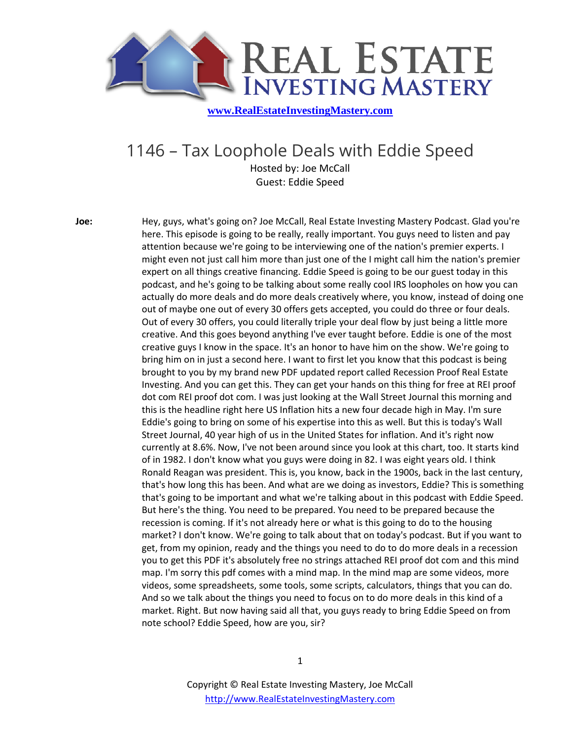www.RealEstateInvestingMastery.com

# 1146 – Tax Loophole Deals with Eddie Speed

Hosted by: Joe McCall
Guest: Eddie Speed

**Joe:** Hey, guys, what's going on? Joe McCall, Real Estate Investing Mastery Podcast. Glad you're here. This episode is going to be really, really important. You guys need to listen and pay attention because we're going to be interviewing one of the nation's premier experts. I might even not just call him more than just one of the I might call him the nation's premier expert on all things creative financing. Eddie Speed is going to be our guest today in this podcast, and he's going to be talking about some really cool IRS loopholes on how you can actually do more deals and do more deals creatively where, you know, instead of doing one out of maybe one out of every 30 offers gets accepted, you could do three or four deals. Out of every 30 offers, you could literally triple your deal flow by just being a little more creative. And this goes beyond anything I've ever taught before. Eddie is one of the most creative guys I know in the space. It's an honor to have him on the show. We're going to bring him on in just a second here. I want to first let you know that this podcast is being brought to you by my brand new PDF updated report called Recession Proof Real Estate Investing. And you can get this. They can get your hands on this thing for free at REI proof dot com REI proof dot com. I was just looking at the Wall Street Journal this morning and this is the headline right here US Inflation hits a new four decade high in May. I'm sure Eddie's going to bring on some of his expertise into this as well. But this is today's Wall Street Journal, 40 year high of us in the United States for inflation. And it's right now currently at 8.6%. Now, I've not been around since you look at this chart, too. It starts kind of in 1982. I don't know what you guys were doing in 82. I was eight years old. I think Ronald Reagan was president. This is, you know, back in the 1900s, back in the last century, that's how long this has been. And what are we doing as investors, Eddie? This is something that's going to be important and what we're talking about in this podcast with Eddie Speed. But here's the thing. You need to be prepared. You need to be prepared because the recession is coming. If it's not already here or what is this going to do to the housing market? I don't know. We're going to talk about that on today's podcast. But if you want to get, from my opinion, ready and the things you need to do to do more deals in a recession you to get this PDF it's absolutely free no strings attached REI proof dot com and this mind map. I'm sorry this pdf comes with a mind map. In the mind map are some videos, more videos, some spreadsheets, some tools, some scripts, calculators, things that you can do. And so we talk about the things you need to focus on to do more deals in this kind of a market. Right. But now having said all that, you guys ready to bring Eddie Speed on from note school? Eddie Speed, how are you, sir?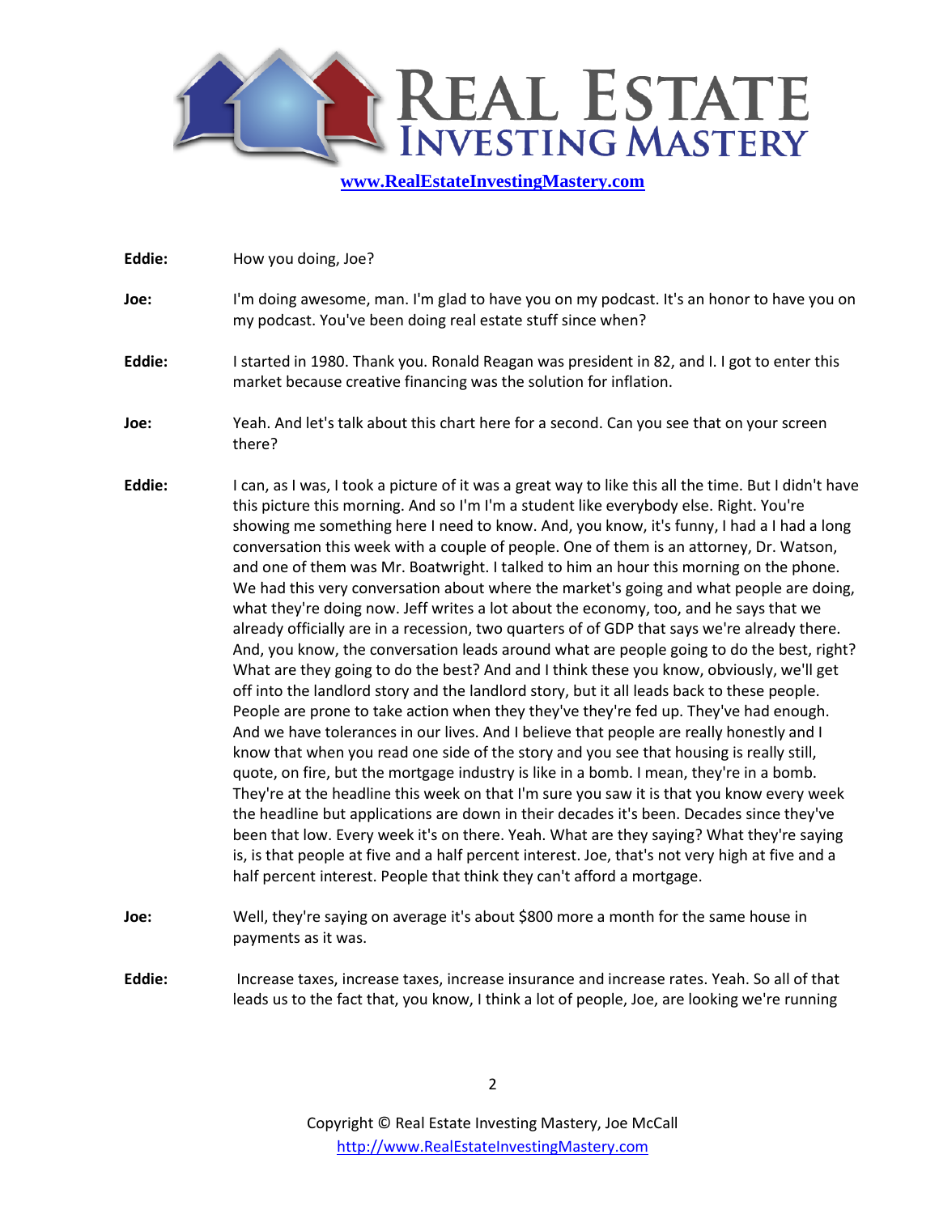**Eddie:** How you doing, Joe?

**Joe:** I'm doing awesome, man. I'm glad to have you on my podcast. It's an honor to have you on my podcast. You've been doing real estate stuff since when?

**Eddie:** I started in 1980. Thank you. Ronald Reagan was president in 82, and I. I got to enter this market because creative financing was the solution for inflation.

**Joe:** Yeah. And let's talk about this chart here for a second. Can you see that on your screen there?

**Eddie:** I can, as I was, I took a picture of it was a great way to like this all the time. But I didn't have this picture this morning. And so I'm I'm a student like everybody else. Right. You're showing me something here I need to know. And, you know, it's funny, I had a I had a long conversation this week with a couple of people. One of them is an attorney, Dr. Watson, and one of them was Mr. Boatwright. I talked to him an hour this morning on the phone. We had this very conversation about where the market's going and what people are doing, what they're doing now. Jeff writes a lot about the economy, too, and he says that we already officially are in a recession, two quarters of of GDP that says we're already there. And, you know, the conversation leads around what are people going to do the best, right? What are they going to do the best? And and I think these you know, obviously, we'll get off into the landlord story and the landlord story, but it all leads back to these people. People are prone to take action when they they've they're fed up. They've had enough. And we have tolerances in our lives. And I believe that people are really honestly and I know that when you read one side of the story and you see that housing is really still, quote, on fire, but the mortgage industry is like in a bomb. I mean, they're in a bomb. They're at the headline this week on that I'm sure you saw it is that you know every week the headline but applications are down in their decades it's been. Decades since they've been that low. Every week it's on there. Yeah. What are they saying? What they're saying is, is that people at five and a half percent interest. Joe, that's not very high at five and a half percent interest. People that think they can't afford a mortgage.

**Joe:** Well, they're saying on average it's about $800 more a month for the same house in payments as it was.

**Eddie:** Increase taxes, increase taxes, increase insurance and increase rates. Yeah. So all of that leads us to the fact that, you know, I think a lot of people, Joe, are looking we're running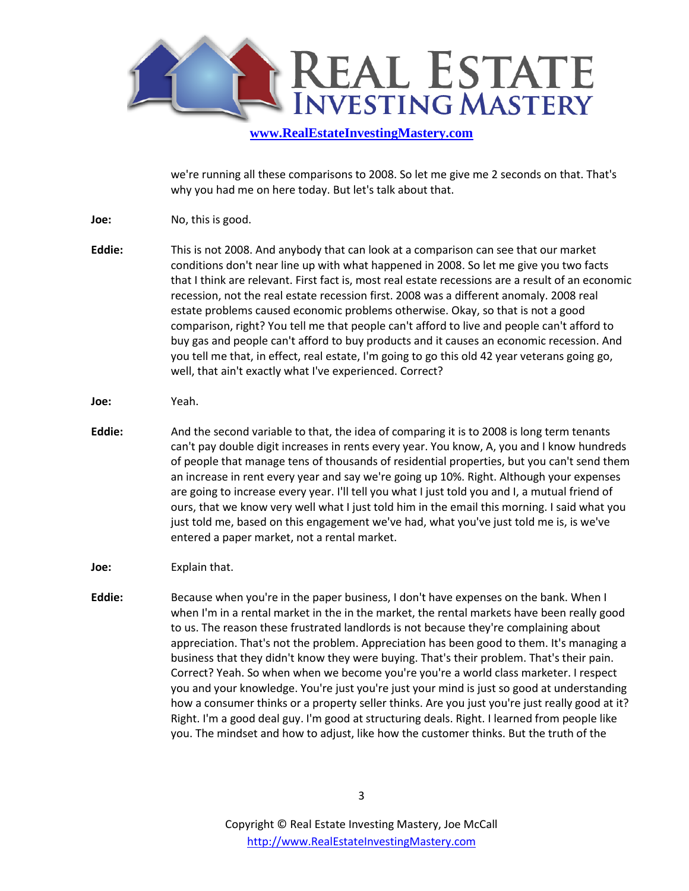we're running all these comparisons to 2008. So let me give me 2 seconds on that. That's why you had me on here today. But let's talk about that.

**Joe:** No, this is good.

**Eddie:** This is not 2008. And anybody that can look at a comparison can see that our market conditions don't near line up with what happened in 2008. So let me give you two facts that I think are relevant. First fact is, most real estate recessions are a result of an economic recession, not the real estate recession first. 2008 was a different anomaly. 2008 real estate problems caused economic problems otherwise. Okay, so that is not a good comparison, right? You tell me that people can't afford to live and people can't afford to buy gas and people can't afford to buy products and it causes an economic recession. And you tell me that, in effect, real estate, I'm going to go this old 42 year veterans going go, well, that ain't exactly what I've experienced. Correct?

**Joe:** Yeah.

**Eddie:** And the second variable to that, the idea of comparing it is to 2008 is long term tenants can't pay double digit increases in rents every year. You know, A, you and I know hundreds of people that manage tens of thousands of residential properties, but you can't send them an increase in rent every year and say we're going up 10%. Right. Although your expenses are going to increase every year. I'll tell you what I just told you and I, a mutual friend of ours, that we know very well what I just told him in the email this morning. I said what you just told me, based on this engagement we've had, what you've just told me is, is we've entered a paper market, not a rental market.

**Joe:** Explain that.

**Eddie:** Because when you're in the paper business, I don't have expenses on the bank. When I when I'm in a rental market in the in the market, the rental markets have been really good to us. The reason these frustrated landlords is not because they're complaining about appreciation. That's not the problem. Appreciation has been good to them. It's managing a business that they didn't know they were buying. That's their problem. That's their pain. Correct? Yeah. So when when we become you're you're a world class marketer. I respect you and your knowledge. You're just you're just your mind is just so good at understanding how a consumer thinks or a property seller thinks. Are you just you're just really good at it? Right. I'm a good deal guy. I'm good at structuring deals. Right. I learned from people like you. The mindset and how to adjust, like how the customer thinks. But the truth of the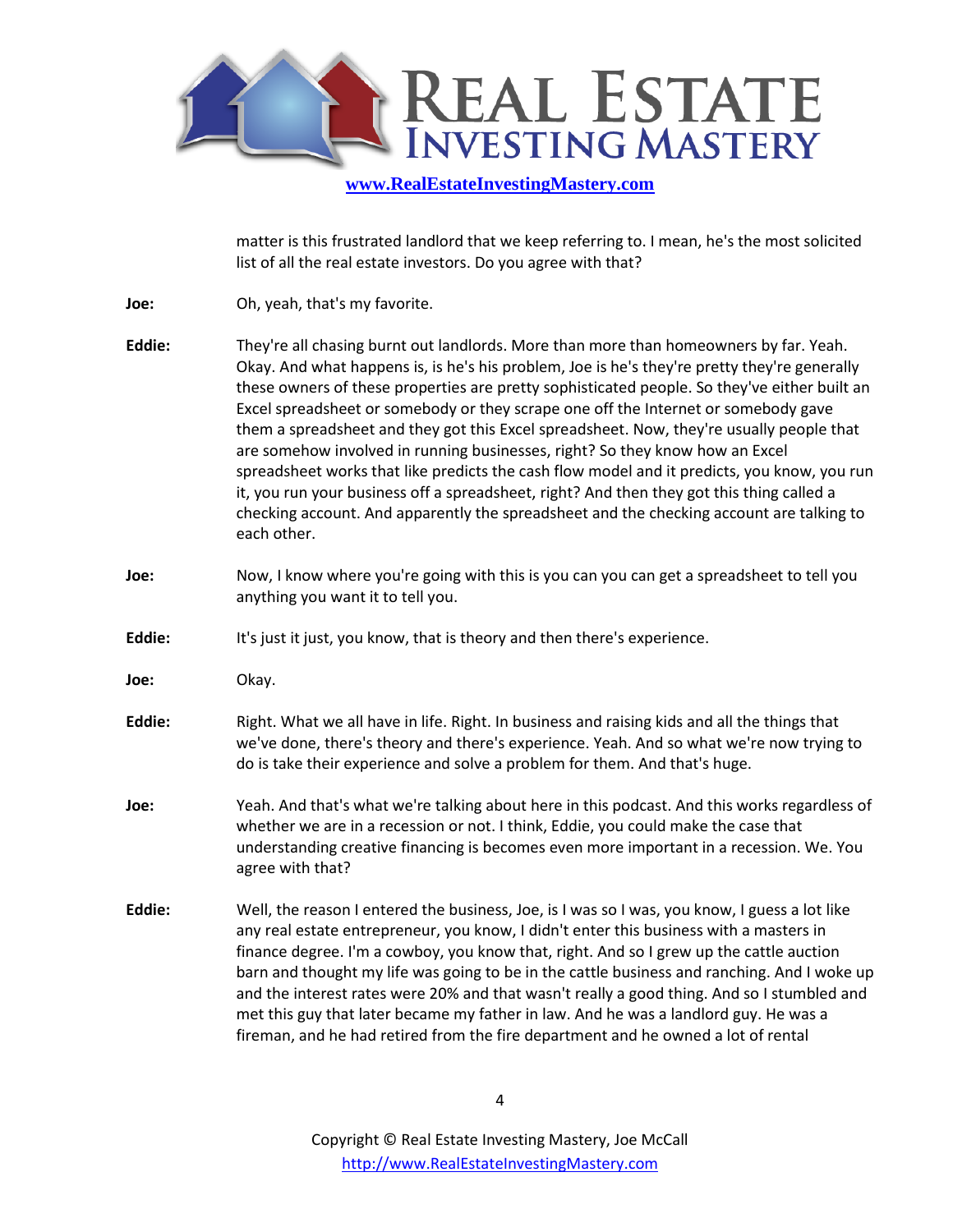matter is this frustrated landlord that we keep referring to. I mean, he's the most solicited list of all the real estate investors. Do you agree with that?

**Joe:** Oh, yeah, that's my favorite.

**Eddie:** They're all chasing burnt out landlords. More than more than homeowners by far. Yeah. Okay. And what happens is, is he's his problem, Joe is he's they're pretty they're generally these owners of these properties are pretty sophisticated people. So they've either built an Excel spreadsheet or somebody or they scrape one off the Internet or somebody gave them a spreadsheet and they got this Excel spreadsheet. Now, they're usually people that are somehow involved in running businesses, right? So they know how an Excel spreadsheet works that like predicts the cash flow model and it predicts, you know, you run it, you run your business off a spreadsheet, right? And then they got this thing called a checking account. And apparently the spreadsheet and the checking account are talking to each other.

**Joe:** Now, I know where you're going with this is you can you can get a spreadsheet to tell you anything you want it to tell you.

**Eddie:** It's just it just, you know, that is theory and then there's experience.

**Joe:** Okay.

**Eddie:** Right. What we all have in life. Right. In business and raising kids and all the things that we've done, there's theory and there's experience. Yeah. And so what we're now trying to do is take their experience and solve a problem for them. And that's huge.

**Joe:** Yeah. And that's what we're talking about here in this podcast. And this works regardless of whether we are in a recession or not. I think, Eddie, you could make the case that understanding creative financing is becomes even more important in a recession. We. You agree with that?

**Eddie:** Well, the reason I entered the business, Joe, is I was so I was, you know, I guess a lot like any real estate entrepreneur, you know, I didn't enter this business with a masters in finance degree. I'm a cowboy, you know that, right. And so I grew up the cattle auction barn and thought my life was going to be in the cattle business and ranching. And I woke up and the interest rates were 20% and that wasn't really a good thing. And so I stumbled and met this guy that later became my father in law. And he was a landlord guy. He was a fireman, and he had retired from the fire department and he owned a lot of rental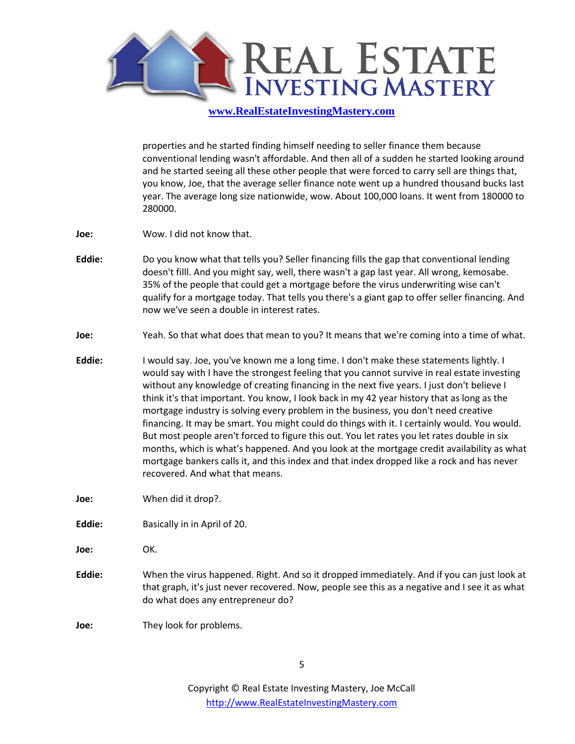properties and he started finding himself needing to seller finance them because conventional lending wasn't affordable. And then all of a sudden he started looking around and he started seeing all these other people that were forced to carry sell are things that, you know, Joe, that the average seller finance note went up a hundred thousand bucks last year. The average long size nationwide, wow. About 100,000 loans. It went from 180000 to 280000.

**Joe:** Wow. I did not know that.

**Eddie:** Do you know what that tells you? Seller financing fills the gap that conventional lending doesn't filll. And you might say, well, there wasn't a gap last year. All wrong, kemosabe. 35% of the people that could get a mortgage before the virus underwriting wise can't qualify for a mortgage today. That tells you there's a giant gap to offer seller financing. And now we've seen a double in interest rates.

**Joe:** Yeah. So that what does that mean to you? It means that we're coming into a time of what.

**Eddie:** I would say. Joe, you've known me a long time. I don't make these statements lightly. I would say with I have the strongest feeling that you cannot survive in real estate investing without any knowledge of creating financing in the next five years. I just don't believe I think it's that important. You know, I look back in my 42 year history that as long as the mortgage industry is solving every problem in the business, you don't need creative financing. It may be smart. You might could do things with it. I certainly would. You would. But most people aren't forced to figure this out. You let rates you let rates double in six months, which is what's happened. And you look at the mortgage credit availability as what mortgage bankers calls it, and this index and that index dropped like a rock and has never recovered. And what that means.

**Joe:** When did it drop?.

**Eddie:** Basically in in April of 20.

**Joe:** OK.

**Eddie:** When the virus happened. Right. And so it dropped immediately. And if you can just look at that graph, it's just never recovered. Now, people see this as a negative and I see it as what do what does any entrepreneur do?

**Joe:** They look for problems.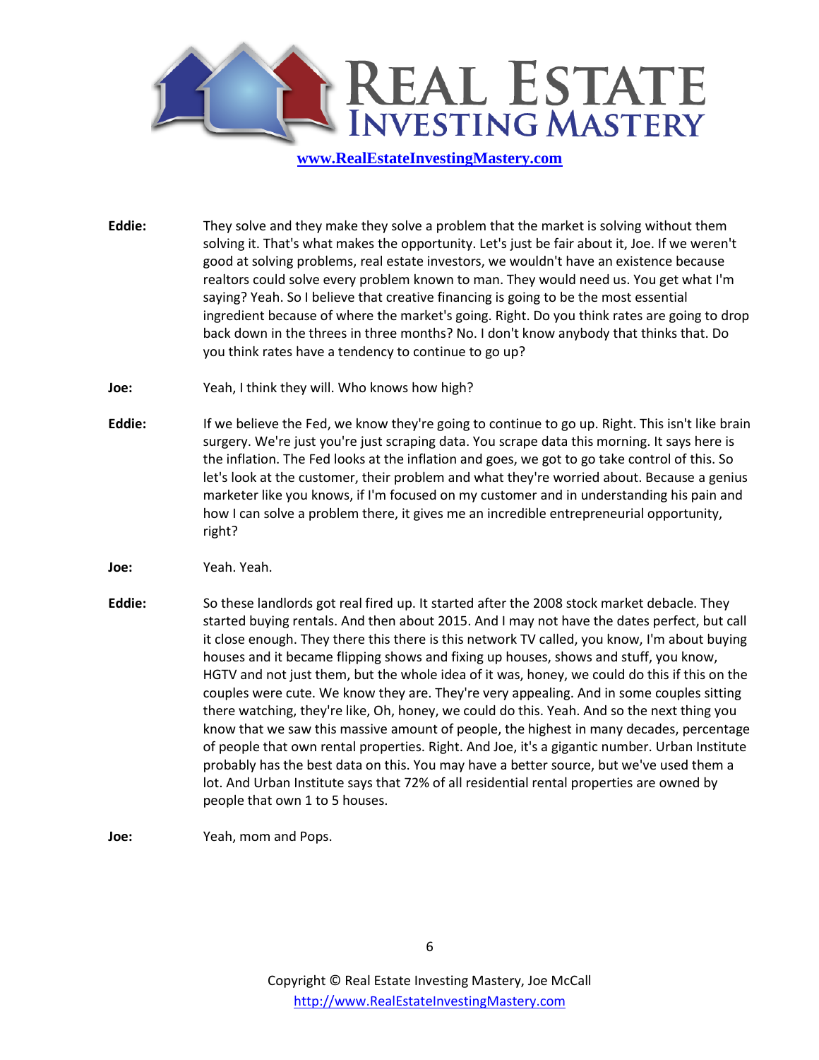**Eddie:** They solve and they make they solve a problem that the market is solving without them solving it. That's what makes the opportunity. Let's just be fair about it, Joe. If we weren't good at solving problems, real estate investors, we wouldn't have an existence because realtors could solve every problem known to man. They would need us. You get what I'm saying? Yeah. So I believe that creative financing is going to be the most essential ingredient because of where the market's going. Right. Do you think rates are going to drop back down in the threes in three months? No. I don't know anybody that thinks that. Do you think rates have a tendency to continue to go up?

**Joe:** Yeah, I think they will. Who knows how high?

**Eddie:** If we believe the Fed, we know they're going to continue to go up. Right. This isn't like brain surgery. We're just you're just scraping data. You scrape data this morning. It says here is the inflation. The Fed looks at the inflation and goes, we got to go take control of this. So let's look at the customer, their problem and what they're worried about. Because a genius marketer like you knows, if I'm focused on my customer and in understanding his pain and how I can solve a problem there, it gives me an incredible entrepreneurial opportunity, right?

**Joe:** Yeah. Yeah.

**Eddie:** So these landlords got real fired up. It started after the 2008 stock market debacle. They started buying rentals. And then about 2015. And I may not have the dates perfect, but call it close enough. They there this there is this network TV called, you know, I'm about buying houses and it became flipping shows and fixing up houses, shows and stuff, you know, HGTV and not just them, but the whole idea of it was, honey, we could do this if this on the couples were cute. We know they are. They're very appealing. And in some couples sitting there watching, they're like, Oh, honey, we could do this. Yeah. And so the next thing you know that we saw this massive amount of people, the highest in many decades, percentage of people that own rental properties. Right. And Joe, it's a gigantic number. Urban Institute probably has the best data on this. You may have a better source, but we've used them a lot. And Urban Institute says that 72% of all residential rental properties are owned by people that own 1 to 5 houses.

**Joe:** Yeah, mom and Pops.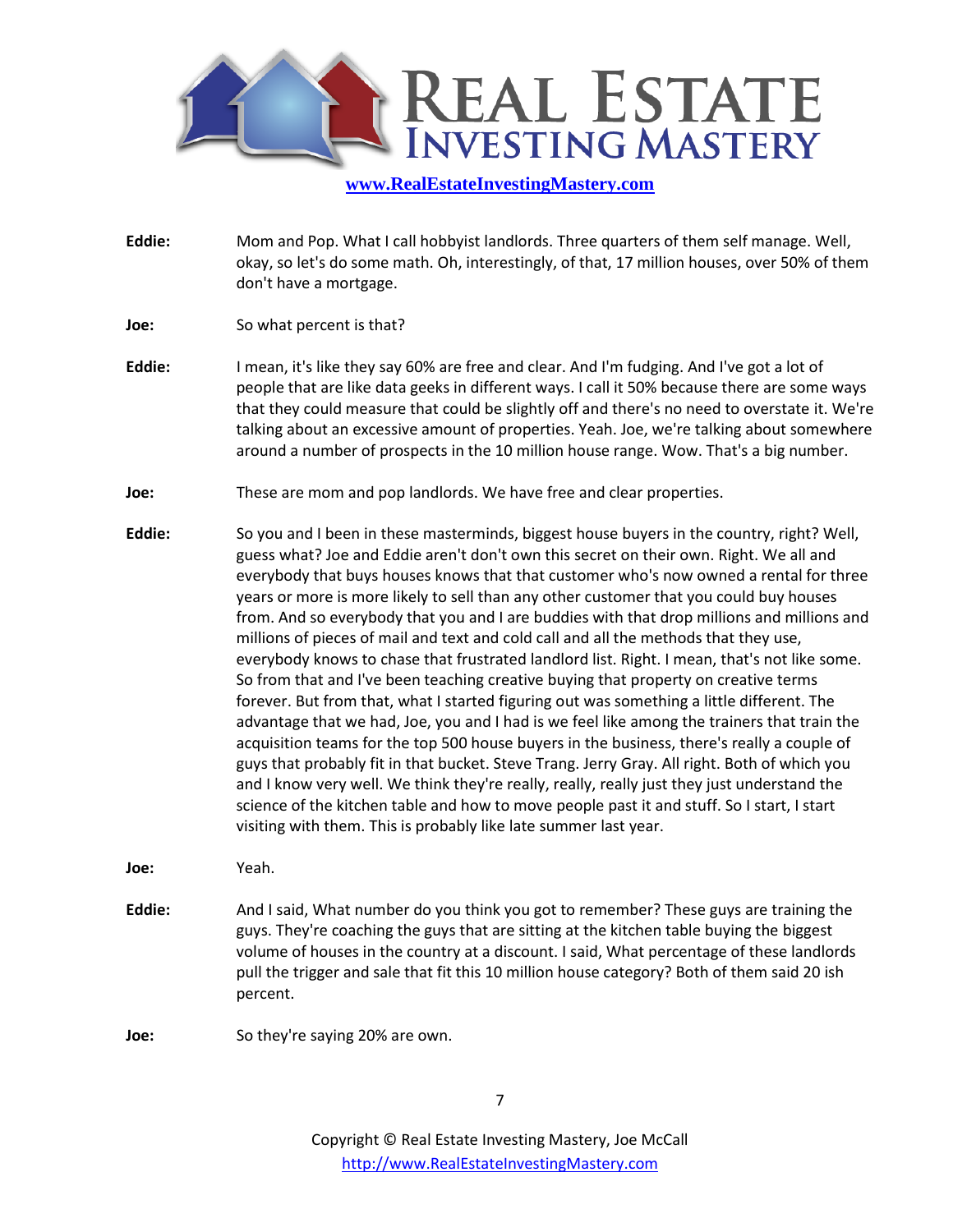**Eddie:** Mom and Pop. What I call hobbyist landlords. Three quarters of them self manage. Well, okay, so let's do some math. Oh, interestingly, of that, 17 million houses, over 50% of them don't have a mortgage.

**Joe:** So what percent is that?

**Eddie:** I mean, it's like they say 60% are free and clear. And I'm fudging. And I've got a lot of people that are like data geeks in different ways. I call it 50% because there are some ways that they could measure that could be slightly off and there's no need to overstate it. We're talking about an excessive amount of properties. Yeah. Joe, we're talking about somewhere around a number of prospects in the 10 million house range. Wow. That's a big number.

**Joe:** These are mom and pop landlords. We have free and clear properties.

**Eddie:** So you and I been in these masterminds, biggest house buyers in the country, right? Well, guess what? Joe and Eddie aren't don't own this secret on their own. Right. We all and everybody that buys houses knows that that customer who's now owned a rental for three years or more is more likely to sell than any other customer that you could buy houses from. And so everybody that you and I are buddies with that drop millions and millions and millions of pieces of mail and text and cold call and all the methods that they use, everybody knows to chase that frustrated landlord list. Right. I mean, that's not like some. So from that and I've been teaching creative buying that property on creative terms forever. But from that, what I started figuring out was something a little different. The advantage that we had, Joe, you and I had is we feel like among the trainers that train the acquisition teams for the top 500 house buyers in the business, there's really a couple of guys that probably fit in that bucket. Steve Trang. Jerry Gray. All right. Both of which you and I know very well. We think they're really, really, really just they just understand the science of the kitchen table and how to move people past it and stuff. So I start, I start visiting with them. This is probably like late summer last year.

**Joe:** Yeah.

**Eddie:** And I said, What number do you think you got to remember? These guys are training the guys. They're coaching the guys that are sitting at the kitchen table buying the biggest volume of houses in the country at a discount. I said, What percentage of these landlords pull the trigger and sale that fit this 10 million house category? Both of them said 20 ish percent.

**Joe:** So they're saying 20% are own.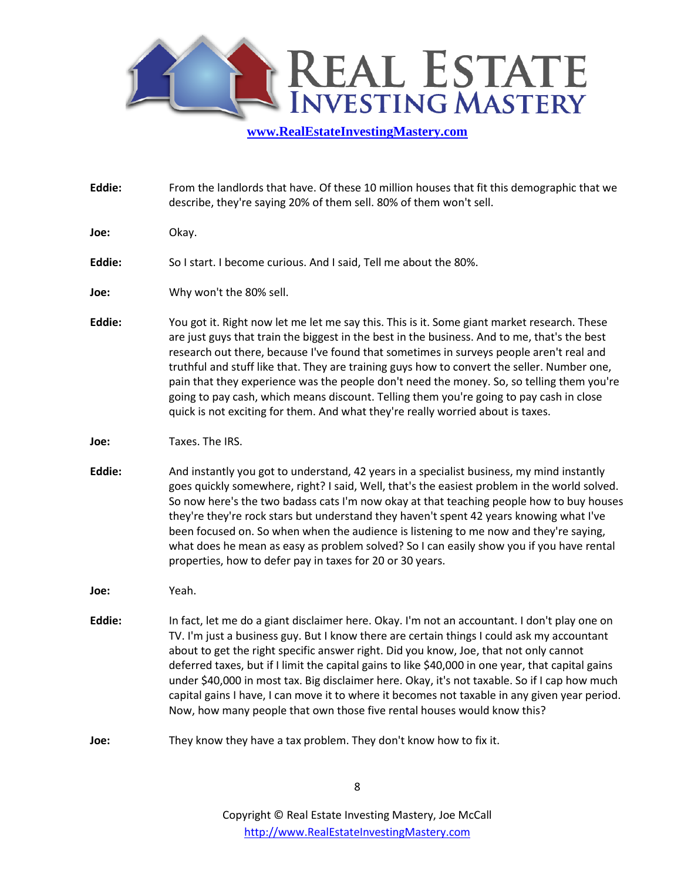**Eddie:** From the landlords that have. Of these 10 million houses that fit this demographic that we describe, they're saying 20% of them sell. 80% of them won't sell.

**Joe:** Okay.

**Eddie:** So I start. I become curious. And I said, Tell me about the 80%.

**Joe:** Why won't the 80% sell.

**Eddie:** You got it. Right now let me let me say this. This is it. Some giant market research. These are just guys that train the biggest in the best in the business. And to me, that's the best research out there, because I've found that sometimes in surveys people aren't real and truthful and stuff like that. They are training guys how to convert the seller. Number one, pain that they experience was the people don't need the money. So, so telling them you're going to pay cash, which means discount. Telling them you're going to pay cash in close quick is not exciting for them. And what they're really worried about is taxes.

**Joe:** Taxes. The IRS.

**Eddie:** And instantly you got to understand, 42 years in a specialist business, my mind instantly goes quickly somewhere, right? I said, Well, that's the easiest problem in the world solved. So now here's the two badass cats I'm now okay at that teaching people how to buy houses they're they're rock stars but understand they haven't spent 42 years knowing what I've been focused on. So when when the audience is listening to me now and they're saying, what does he mean as easy as problem solved? So I can easily show you if you have rental properties, how to defer pay in taxes for 20 or 30 years.

**Joe:** Yeah.

**Eddie:** In fact, let me do a giant disclaimer here. Okay. I'm not an accountant. I don't play one on TV. I'm just a business guy. But I know there are certain things I could ask my accountant about to get the right specific answer right. Did you know, Joe, that not only cannot deferred taxes, but if I limit the capital gains to like $40,000 in one year, that capital gains under $40,000 in most tax. Big disclaimer here. Okay, it's not taxable. So if I cap how much capital gains I have, I can move it to where it becomes not taxable in any given year period. Now, how many people that own those five rental houses would know this?

**Joe:** They know they have a tax problem. They don't know how to fix it.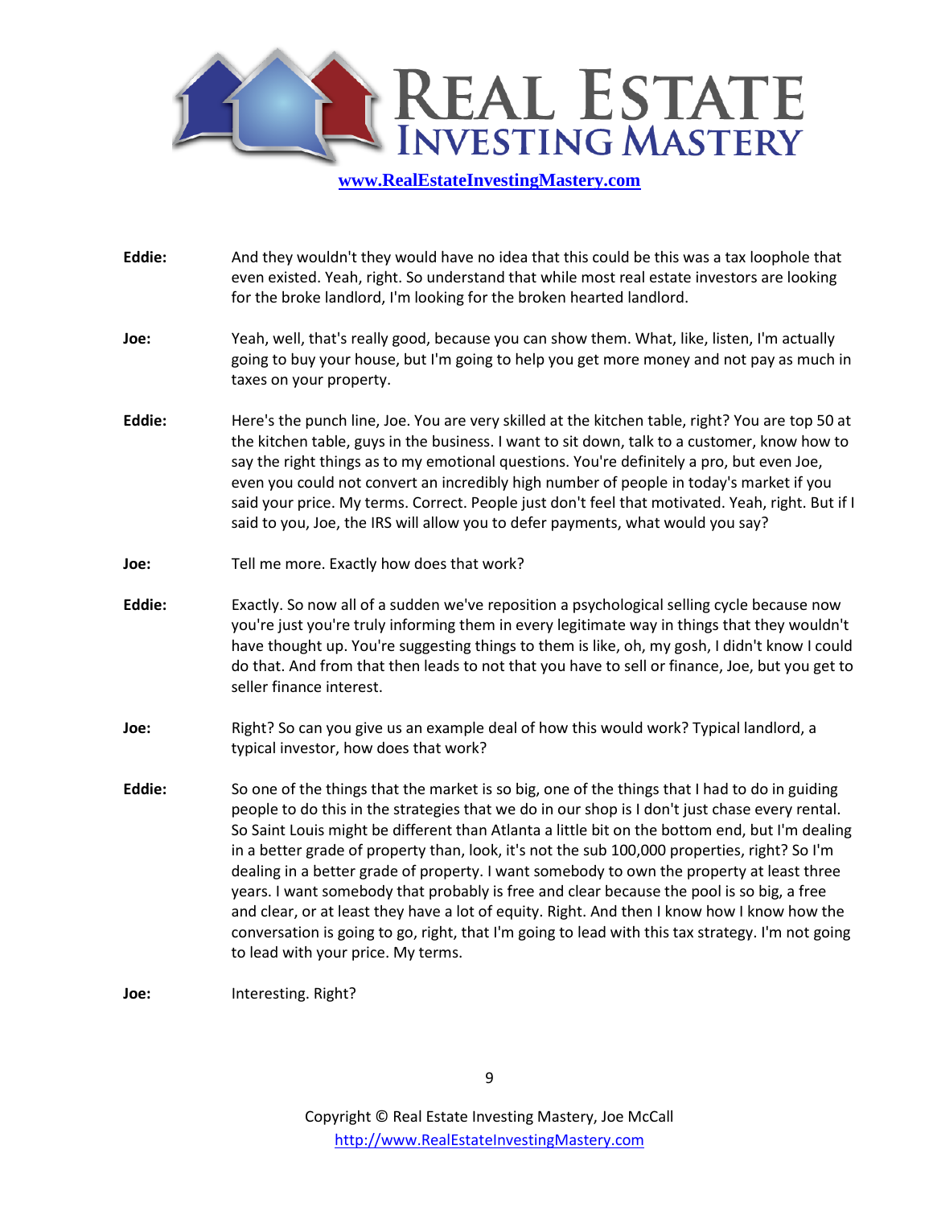**Eddie:** And they wouldn't they would have no idea that this could be this was a tax loophole that even existed. Yeah, right. So understand that while most real estate investors are looking for the broke landlord, I'm looking for the broken hearted landlord.

**Joe:** Yeah, well, that's really good, because you can show them. What, like, listen, I'm actually going to buy your house, but I'm going to help you get more money and not pay as much in taxes on your property.

**Eddie:** Here's the punch line, Joe. You are very skilled at the kitchen table, right? You are top 50 at the kitchen table, guys in the business. I want to sit down, talk to a customer, know how to say the right things as to my emotional questions. You're definitely a pro, but even Joe, even you could not convert an incredibly high number of people in today's market if you said your price. My terms. Correct. People just don't feel that motivated. Yeah, right. But if I said to you, Joe, the IRS will allow you to defer payments, what would you say?

**Joe:** Tell me more. Exactly how does that work?

**Eddie:** Exactly. So now all of a sudden we've reposition a psychological selling cycle because now you're just you're truly informing them in every legitimate way in things that they wouldn't have thought up. You're suggesting things to them is like, oh, my gosh, I didn't know I could do that. And from that then leads to not that you have to sell or finance, Joe, but you get to seller finance interest.

**Joe:** Right? So can you give us an example deal of how this would work? Typical landlord, a typical investor, how does that work?

**Eddie:** So one of the things that the market is so big, one of the things that I had to do in guiding people to do this in the strategies that we do in our shop is I don't just chase every rental. So Saint Louis might be different than Atlanta a little bit on the bottom end, but I'm dealing in a better grade of property than, look, it's not the sub 100,000 properties, right? So I'm dealing in a better grade of property. I want somebody to own the property at least three years. I want somebody that probably is free and clear because the pool is so big, a free and clear, or at least they have a lot of equity. Right. And then I know how I know how the conversation is going to go, right, that I'm going to lead with this tax strategy. I'm not going to lead with your price. My terms.

**Joe:** Interesting. Right?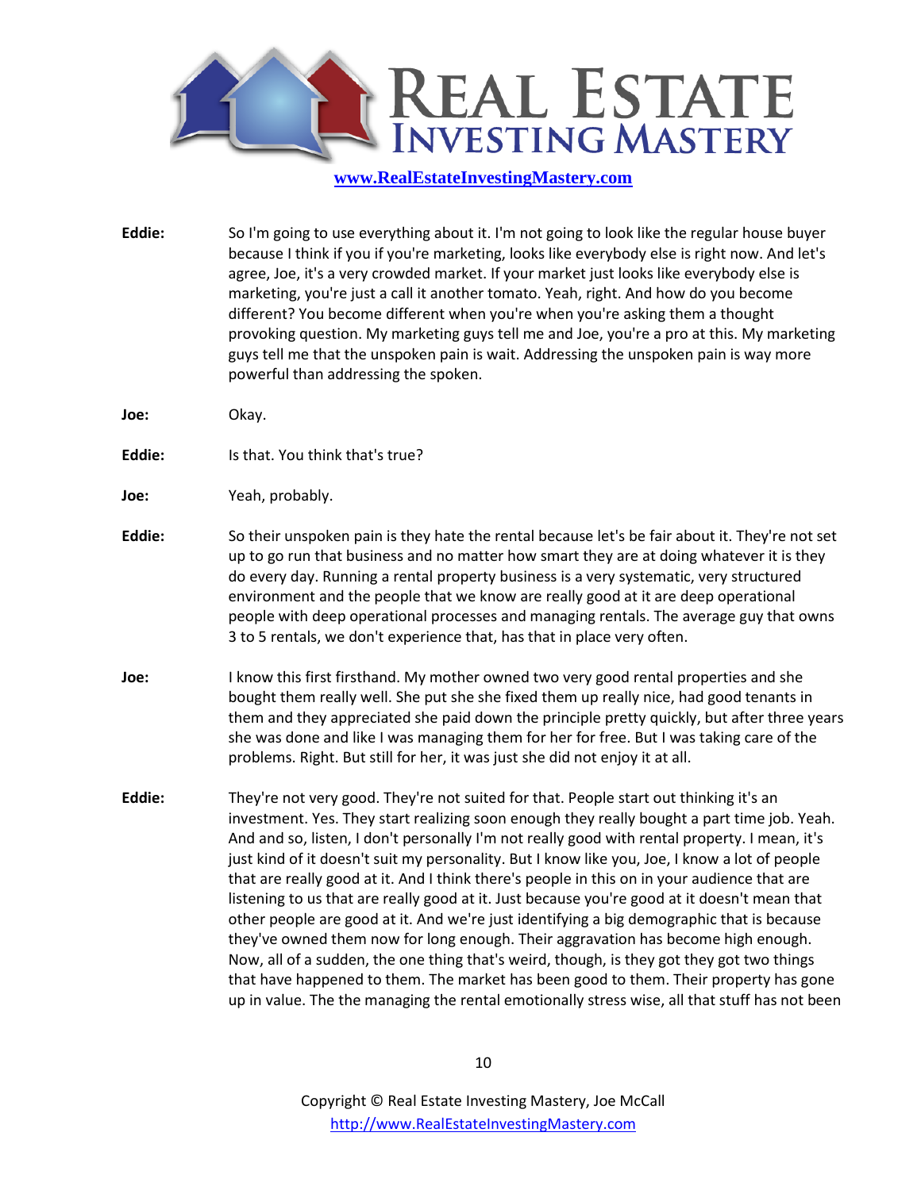**Eddie:** So I'm going to use everything about it. I'm not going to look like the regular house buyer because I think if you if you're marketing, looks like everybody else is right now. And let's agree, Joe, it's a very crowded market. If your market just looks like everybody else is marketing, you're just a call it another tomato. Yeah, right. And how do you become different? You become different when you're when you're asking them a thought provoking question. My marketing guys tell me and Joe, you're a pro at this. My marketing guys tell me that the unspoken pain is wait. Addressing the unspoken pain is way more powerful than addressing the spoken.

**Joe:** Okay.

**Eddie:** Is that. You think that's true?

**Joe:** Yeah, probably.

**Eddie:** So their unspoken pain is they hate the rental because let's be fair about it. They're not set up to go run that business and no matter how smart they are at doing whatever it is they do every day. Running a rental property business is a very systematic, very structured environment and the people that we know are really good at it are deep operational people with deep operational processes and managing rentals. The average guy that owns 3 to 5 rentals, we don't experience that, has that in place very often.

**Joe:** I know this first firsthand. My mother owned two very good rental properties and she bought them really well. She put she she fixed them up really nice, had good tenants in them and they appreciated she paid down the principle pretty quickly, but after three years she was done and like I was managing them for her for free. But I was taking care of the problems. Right. But still for her, it was just she did not enjoy it at all.

**Eddie:** They're not very good. They're not suited for that. People start out thinking it's an investment. Yes. They start realizing soon enough they really bought a part time job. Yeah. And and so, listen, I don't personally I'm not really good with rental property. I mean, it's just kind of it doesn't suit my personality. But I know like you, Joe, I know a lot of people that are really good at it. And I think there's people in this on in your audience that are listening to us that are really good at it. Just because you're good at it doesn't mean that other people are good at it. And we're just identifying a big demographic that is because they've owned them now for long enough. Their aggravation has become high enough. Now, all of a sudden, the one thing that's weird, though, is they got they got two things that have happened to them. The market has been good to them. Their property has gone up in value. The the managing the rental emotionally stress wise, all that stuff has not been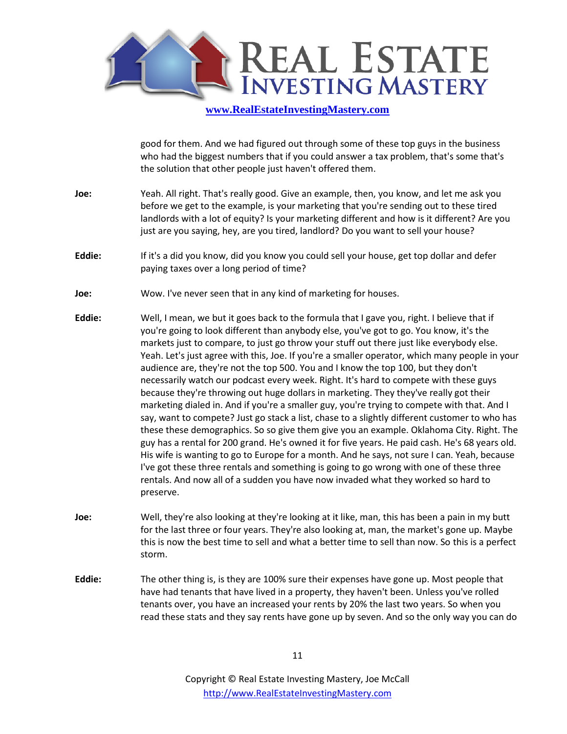good for them. And we had figured out through some of these top guys in the business who had the biggest numbers that if you could answer a tax problem, that's some that's the solution that other people just haven't offered them.

**Joe:** Yeah. All right. That's really good. Give an example, then, you know, and let me ask you before we get to the example, is your marketing that you're sending out to these tired landlords with a lot of equity? Is your marketing different and how is it different? Are you just are you saying, hey, are you tired, landlord? Do you want to sell your house?

**Eddie:** If it's a did you know, did you know you could sell your house, get top dollar and defer paying taxes over a long period of time?

**Joe:** Wow. I've never seen that in any kind of marketing for houses.

**Eddie:** Well, I mean, we but it goes back to the formula that I gave you, right. I believe that if you're going to look different than anybody else, you've got to go. You know, it's the markets just to compare, to just go throw your stuff out there just like everybody else. Yeah. Let's just agree with this, Joe. If you're a smaller operator, which many people in your audience are, they're not the top 500. You and I know the top 100, but they don't necessarily watch our podcast every week. Right. It's hard to compete with these guys because they're throwing out huge dollars in marketing. They they've really got their marketing dialed in. And if you're a smaller guy, you're trying to compete with that. And I say, want to compete? Just go stack a list, chase to a slightly different customer to who has these these demographics. So so give them give you an example. Oklahoma City. Right. The guy has a rental for 200 grand. He's owned it for five years. He paid cash. He's 68 years old. His wife is wanting to go to Europe for a month. And he says, not sure I can. Yeah, because I've got these three rentals and something is going to go wrong with one of these three rentals. And now all of a sudden you have now invaded what they worked so hard to preserve.

**Joe:** Well, they're also looking at they're looking at it like, man, this has been a pain in my butt for the last three or four years. They're also looking at, man, the market's gone up. Maybe this is now the best time to sell and what a better time to sell than now. So this is a perfect storm.

**Eddie:** The other thing is, is they are 100% sure their expenses have gone up. Most people that have had tenants that have lived in a property, they haven't been. Unless you've rolled tenants over, you have an increased your rents by 20% the last two years. So when you read these stats and they say rents have gone up by seven. And so the only way you can do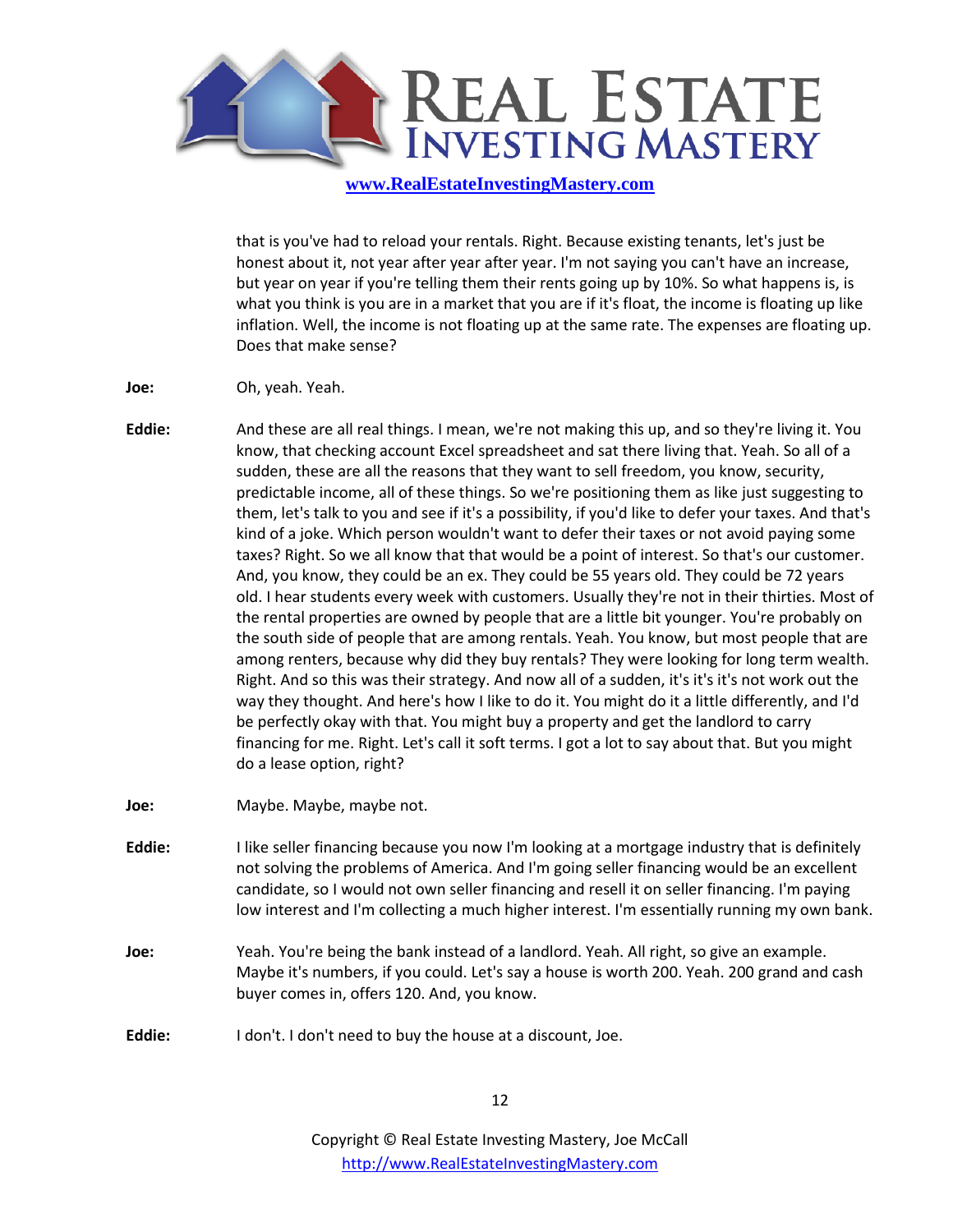that is you've had to reload your rentals. Right. Because existing tenants, let's just be honest about it, not year after year after year. I'm not saying you can't have an increase, but year on year if you're telling them their rents going up by 10%. So what happens is, is what you think is you are in a market that you are if it's float, the income is floating up like inflation. Well, the income is not floating up at the same rate. The expenses are floating up. Does that make sense?

**Joe:** Oh, yeah. Yeah.

**Eddie:** And these are all real things. I mean, we're not making this up, and so they're living it. You know, that checking account Excel spreadsheet and sat there living that. Yeah. So all of a sudden, these are all the reasons that they want to sell freedom, you know, security, predictable income, all of these things. So we're positioning them as like just suggesting to them, let's talk to you and see if it's a possibility, if you'd like to defer your taxes. And that's kind of a joke. Which person wouldn't want to defer their taxes or not avoid paying some taxes? Right. So we all know that that would be a point of interest. So that's our customer. And, you know, they could be an ex. They could be 55 years old. They could be 72 years old. I hear students every week with customers. Usually they're not in their thirties. Most of the rental properties are owned by people that are a little bit younger. You're probably on the south side of people that are among rentals. Yeah. You know, but most people that are among renters, because why did they buy rentals? They were looking for long term wealth. Right. And so this was their strategy. And now all of a sudden, it's it's it's not work out the way they thought. And here's how I like to do it. You might do it a little differently, and I'd be perfectly okay with that. You might buy a property and get the landlord to carry financing for me. Right. Let's call it soft terms. I got a lot to say about that. But you might do a lease option, right?

**Joe:** Maybe. Maybe, maybe not.

**Eddie:** I like seller financing because you now I'm looking at a mortgage industry that is definitely not solving the problems of America. And I'm going seller financing would be an excellent candidate, so I would not own seller financing and resell it on seller financing. I'm paying low interest and I'm collecting a much higher interest. I'm essentially running my own bank.

**Joe:** Yeah. You're being the bank instead of a landlord. Yeah. All right, so give an example. Maybe it's numbers, if you could. Let's say a house is worth 200. Yeah. 200 grand and cash buyer comes in, offers 120. And, you know.

**Eddie:** I don't. I don't need to buy the house at a discount, Joe.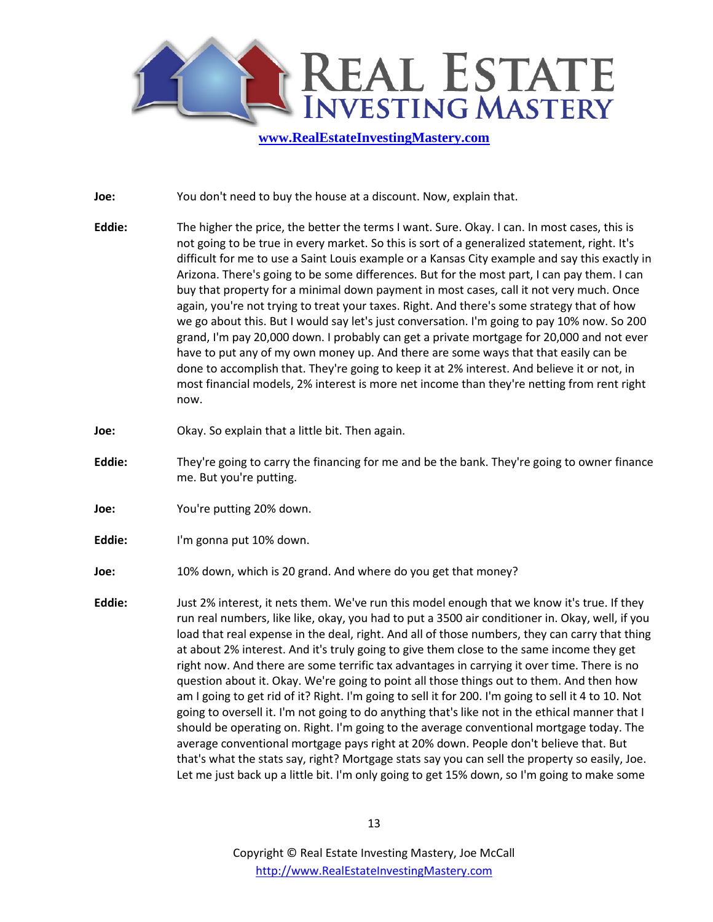**Joe:** You don't need to buy the house at a discount. Now, explain that.

**Eddie:** The higher the price, the better the terms I want. Sure. Okay. I can. In most cases, this is not going to be true in every market. So this is sort of a generalized statement, right. It's difficult for me to use a Saint Louis example or a Kansas City example and say this exactly in Arizona. There's going to be some differences. But for the most part, I can pay them. I can buy that property for a minimal down payment in most cases, call it not very much. Once again, you're not trying to treat your taxes. Right. And there's some strategy that of how we go about this. But I would say let's just conversation. I'm going to pay 10% now. So 200 grand, I'm pay 20,000 down. I probably can get a private mortgage for 20,000 and not ever have to put any of my own money up. And there are some ways that that easily can be done to accomplish that. They're going to keep it at 2% interest. And believe it or not, in most financial models, 2% interest is more net income than they're netting from rent right now.

**Joe:** Okay. So explain that a little bit. Then again.

**Eddie:** They're going to carry the financing for me and be the bank. They're going to owner finance me. But you're putting.

**Joe:** You're putting 20% down.

**Eddie:** I'm gonna put 10% down.

**Joe:** 10% down, which is 20 grand. And where do you get that money?

**Eddie:** Just 2% interest, it nets them. We've run this model enough that we know it's true. If they run real numbers, like like, okay, you had to put a 3500 air conditioner in. Okay, well, if you load that real expense in the deal, right. And all of those numbers, they can carry that thing at about 2% interest. And it's truly going to give them close to the same income they get right now. And there are some terrific tax advantages in carrying it over time. There is no question about it. Okay. We're going to point all those things out to them. And then how am I going to get rid of it? Right. I'm going to sell it for 200. I'm going to sell it 4 to 10. Not going to oversell it. I'm not going to do anything that's like not in the ethical manner that I should be operating on. Right. I'm going to the average conventional mortgage today. The average conventional mortgage pays right at 20% down. People don't believe that. But that's what the stats say, right? Mortgage stats say you can sell the property so easily, Joe. Let me just back up a little bit. I'm only going to get 15% down, so I'm going to make some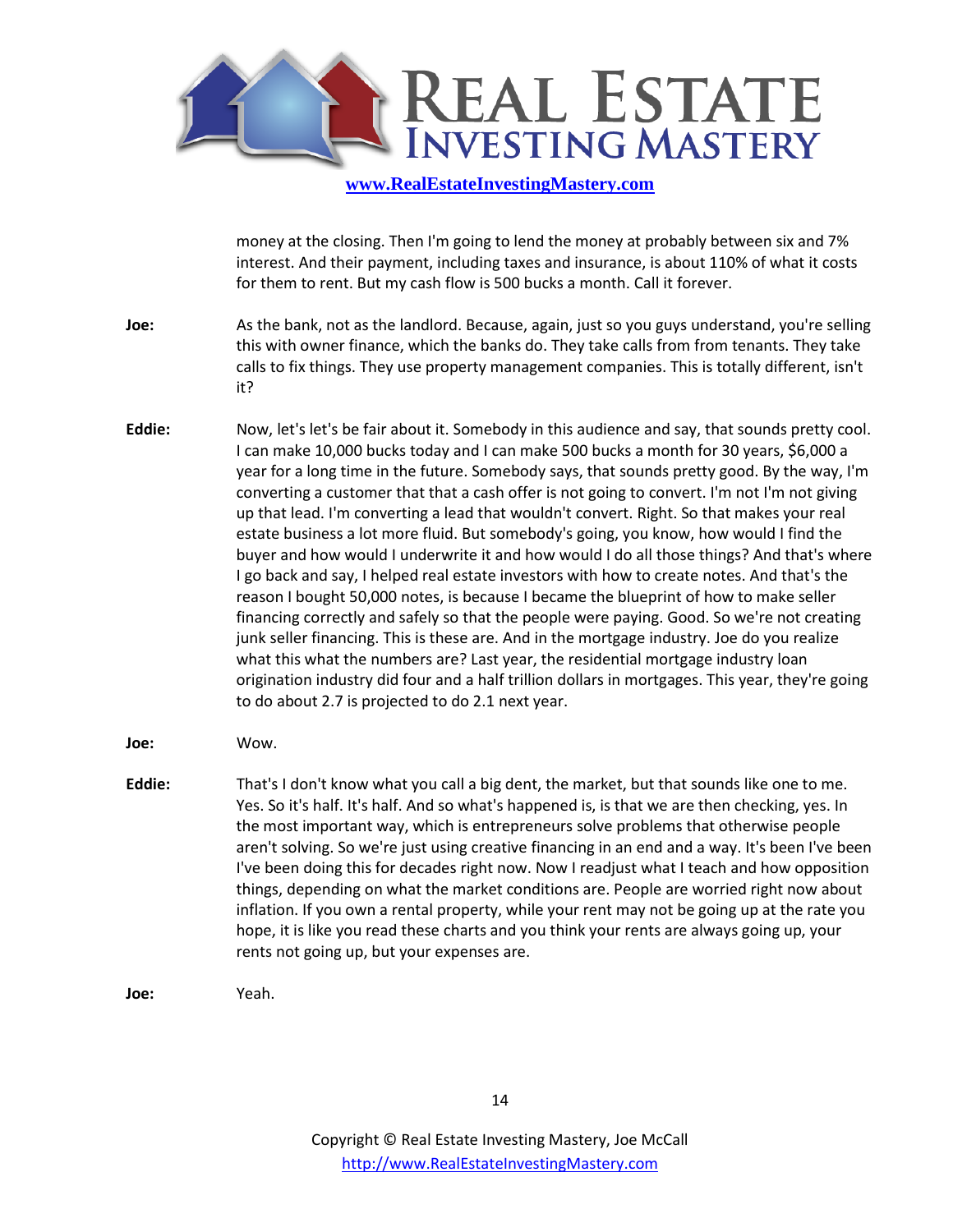money at the closing. Then I'm going to lend the money at probably between six and 7% interest. And their payment, including taxes and insurance, is about 110% of what it costs for them to rent. But my cash flow is 500 bucks a month. Call it forever.

**Joe:** As the bank, not as the landlord. Because, again, just so you guys understand, you're selling this with owner finance, which the banks do. They take calls from from tenants. They take calls to fix things. They use property management companies. This is totally different, isn't it?

**Eddie:** Now, let's let's be fair about it. Somebody in this audience and say, that sounds pretty cool. I can make 10,000 bucks today and I can make 500 bucks a month for 30 years, $6,000 a year for a long time in the future. Somebody says, that sounds pretty good. By the way, I'm converting a customer that that a cash offer is not going to convert. I'm not I'm not giving up that lead. I'm converting a lead that wouldn't convert. Right. So that makes your real estate business a lot more fluid. But somebody's going, you know, how would I find the buyer and how would I underwrite it and how would I do all those things? And that's where I go back and say, I helped real estate investors with how to create notes. And that's the reason I bought 50,000 notes, is because I became the blueprint of how to make seller financing correctly and safely so that the people were paying. Good. So we're not creating junk seller financing. This is these are. And in the mortgage industry. Joe do you realize what this what the numbers are? Last year, the residential mortgage industry loan origination industry did four and a half trillion dollars in mortgages. This year, they're going to do about 2.7 is projected to do 2.1 next year.

**Joe:** Wow.

**Eddie:** That's I don't know what you call a big dent, the market, but that sounds like one to me. Yes. So it's half. It's half. And so what's happened is, is that we are then checking, yes. In the most important way, which is entrepreneurs solve problems that otherwise people aren't solving. So we're just using creative financing in an end and a way. It's been I've been I've been doing this for decades right now. Now I readjust what I teach and how opposition things, depending on what the market conditions are. People are worried right now about inflation. If you own a rental property, while your rent may not be going up at the rate you hope, it is like you read these charts and you think your rents are always going up, your rents not going up, but your expenses are.

**Joe:** Yeah.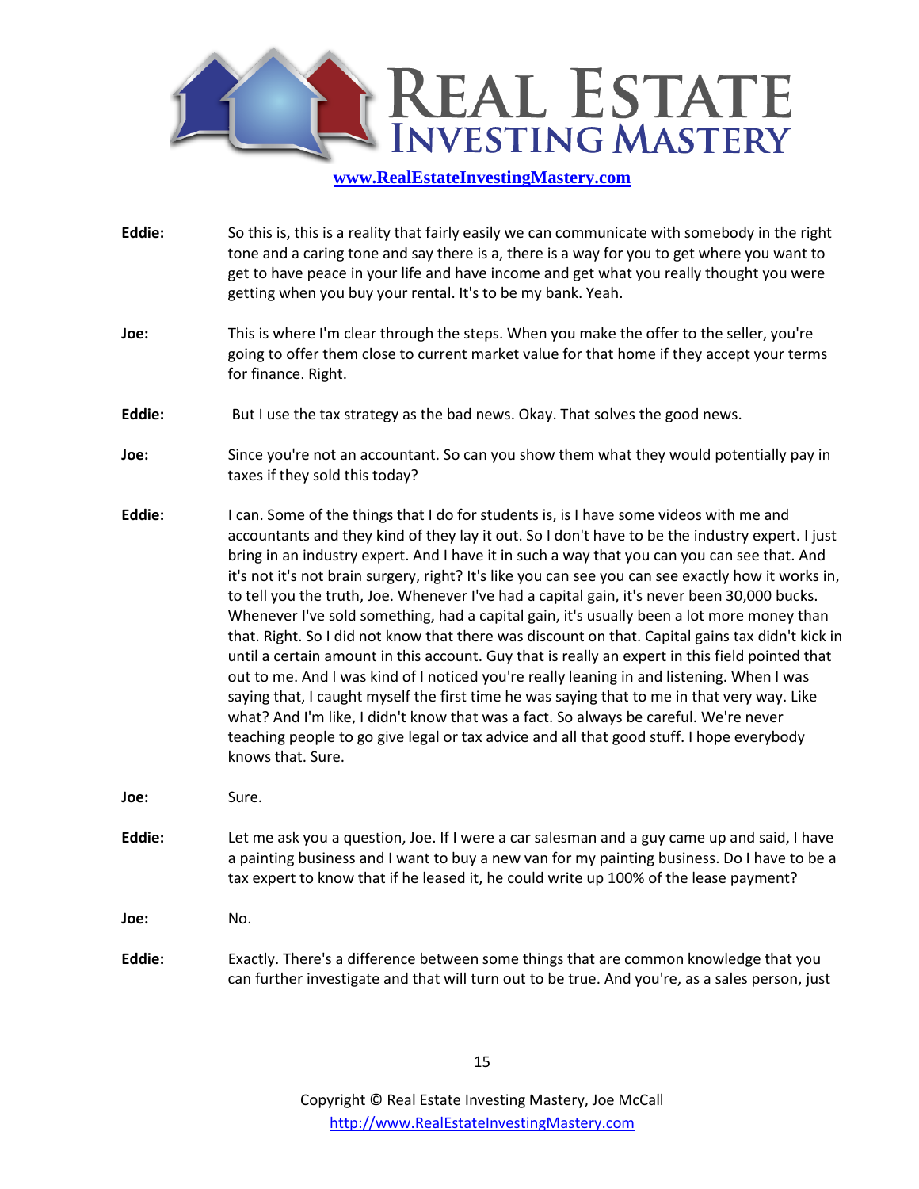**Eddie:** So this is, this is a reality that fairly easily we can communicate with somebody in the right tone and a caring tone and say there is a, there is a way for you to get where you want to get to have peace in your life and have income and get what you really thought you were getting when you buy your rental. It's to be my bank. Yeah.

**Joe:** This is where I'm clear through the steps. When you make the offer to the seller, you're going to offer them close to current market value for that home if they accept your terms for finance. Right.

**Eddie:** But I use the tax strategy as the bad news. Okay. That solves the good news.

**Joe:** Since you're not an accountant. So can you show them what they would potentially pay in taxes if they sold this today?

**Eddie:** I can. Some of the things that I do for students is, is I have some videos with me and accountants and they kind of they lay it out. So I don't have to be the industry expert. I just bring in an industry expert. And I have it in such a way that you can you can see that. And it's not it's not brain surgery, right? It's like you can see you can see exactly how it works in, to tell you the truth, Joe. Whenever I've had a capital gain, it's never been 30,000 bucks. Whenever I've sold something, had a capital gain, it's usually been a lot more money than that. Right. So I did not know that there was discount on that. Capital gains tax didn't kick in until a certain amount in this account. Guy that is really an expert in this field pointed that out to me. And I was kind of I noticed you're really leaning in and listening. When I was saying that, I caught myself the first time he was saying that to me in that very way. Like what? And I'm like, I didn't know that was a fact. So always be careful. We're never teaching people to go give legal or tax advice and all that good stuff. I hope everybody knows that. Sure.

**Joe:** Sure.

**Eddie:** Let me ask you a question, Joe. If I were a car salesman and a guy came up and said, I have a painting business and I want to buy a new van for my painting business. Do I have to be a tax expert to know that if he leased it, he could write up 100% of the lease payment?

**Joe:** No.

**Eddie:** Exactly. There's a difference between some things that are common knowledge that you can further investigate and that will turn out to be true. And you're, as a sales person, just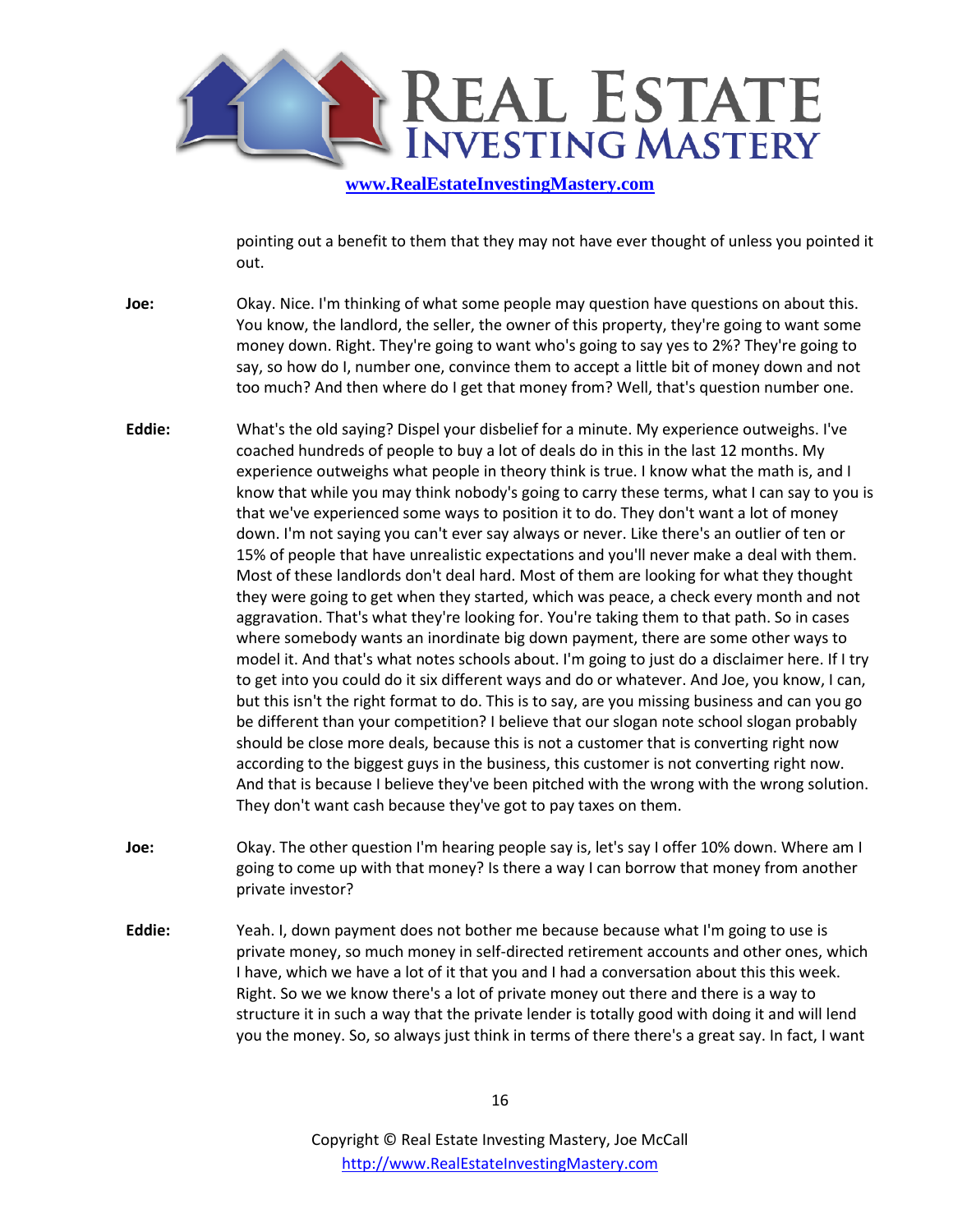pointing out a benefit to them that they may not have ever thought of unless you pointed it out.

**Joe:** Okay. Nice. I'm thinking of what some people may question have questions on about this. You know, the landlord, the seller, the owner of this property, they're going to want some money down. Right. They're going to want who's going to say yes to 2%? They're going to say, so how do I, number one, convince them to accept a little bit of money down and not too much? And then where do I get that money from? Well, that's question number one.

**Eddie:** What's the old saying? Dispel your disbelief for a minute. My experience outweighs. I've coached hundreds of people to buy a lot of deals do in this in the last 12 months. My experience outweighs what people in theory think is true. I know what the math is, and I know that while you may think nobody's going to carry these terms, what I can say to you is that we've experienced some ways to position it to do. They don't want a lot of money down. I'm not saying you can't ever say always or never. Like there's an outlier of ten or 15% of people that have unrealistic expectations and you'll never make a deal with them. Most of these landlords don't deal hard. Most of them are looking for what they thought they were going to get when they started, which was peace, a check every month and not aggravation. That's what they're looking for. You're taking them to that path. So in cases where somebody wants an inordinate big down payment, there are some other ways to model it. And that's what notes schools about. I'm going to just do a disclaimer here. If I try to get into you could do it six different ways and do or whatever. And Joe, you know, I can, but this isn't the right format to do. This is to say, are you missing business and can you go be different than your competition? I believe that our slogan note school slogan probably should be close more deals, because this is not a customer that is converting right now according to the biggest guys in the business, this customer is not converting right now. And that is because I believe they've been pitched with the wrong with the wrong solution. They don't want cash because they've got to pay taxes on them.

**Joe:** Okay. The other question I'm hearing people say is, let's say I offer 10% down. Where am I going to come up with that money? Is there a way I can borrow that money from another private investor?

**Eddie:** Yeah. I, down payment does not bother me because because what I'm going to use is private money, so much money in self-directed retirement accounts and other ones, which I have, which we have a lot of it that you and I had a conversation about this this week. Right. So we we know there's a lot of private money out there and there is a way to structure it in such a way that the private lender is totally good with doing it and will lend you the money. So, so always just think in terms of there there's a great say. In fact, I want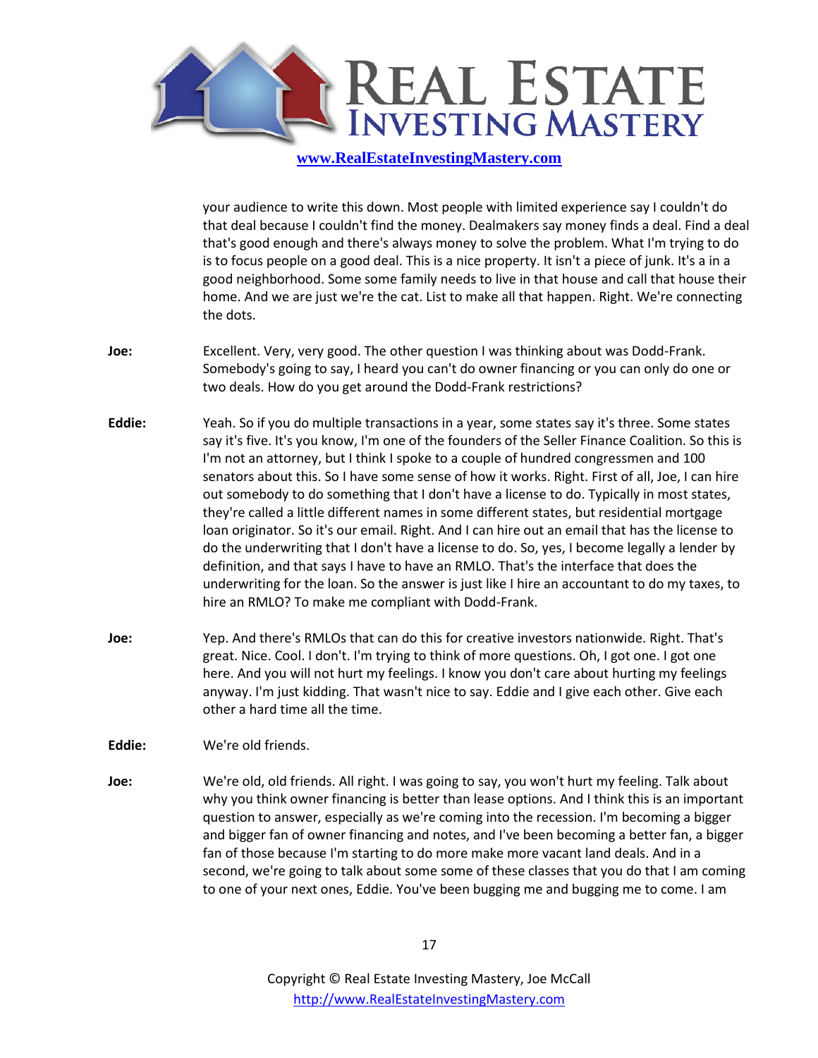your audience to write this down. Most people with limited experience say I couldn't do that deal because I couldn't find the money. Dealmakers say money finds a deal. Find a deal that's good enough and there's always money to solve the problem. What I'm trying to do is to focus people on a good deal. This is a nice property. It isn't a piece of junk. It's a in a good neighborhood. Some some family needs to live in that house and call that house their home. And we are just we're the cat. List to make all that happen. Right. We're connecting the dots.

**Joe:** Excellent. Very, very good. The other question I was thinking about was Dodd-Frank. Somebody's going to say, I heard you can't do owner financing or you can only do one or two deals. How do you get around the Dodd-Frank restrictions?

**Eddie:** Yeah. So if you do multiple transactions in a year, some states say it's three. Some states say it's five. It's you know, I'm one of the founders of the Seller Finance Coalition. So this is I'm not an attorney, but I think I spoke to a couple of hundred congressmen and 100 senators about this. So I have some sense of how it works. Right. First of all, Joe, I can hire out somebody to do something that I don't have a license to do. Typically in most states, they're called a little different names in some different states, but residential mortgage loan originator. So it's our email. Right. And I can hire out an email that has the license to do the underwriting that I don't have a license to do. So, yes, I become legally a lender by definition, and that says I have to have an RMLO. That's the interface that does the underwriting for the loan. So the answer is just like I hire an accountant to do my taxes, to hire an RMLO? To make me compliant with Dodd-Frank.

**Joe:** Yep. And there's RMLOs that can do this for creative investors nationwide. Right. That's great. Nice. Cool. I don't. I'm trying to think of more questions. Oh, I got one. I got one here. And you will not hurt my feelings. I know you don't care about hurting my feelings anyway. I'm just kidding. That wasn't nice to say. Eddie and I give each other. Give each other a hard time all the time.

**Eddie:** We're old friends.

**Joe:** We're old, old friends. All right. I was going to say, you won't hurt my feeling. Talk about why you think owner financing is better than lease options. And I think this is an important question to answer, especially as we're coming into the recession. I'm becoming a bigger and bigger fan of owner financing and notes, and I've been becoming a better fan, a bigger fan of those because I'm starting to do more make more vacant land deals. And in a second, we're going to talk about some some of these classes that you do that I am coming to one of your next ones, Eddie. You've been bugging me and bugging me to come. I am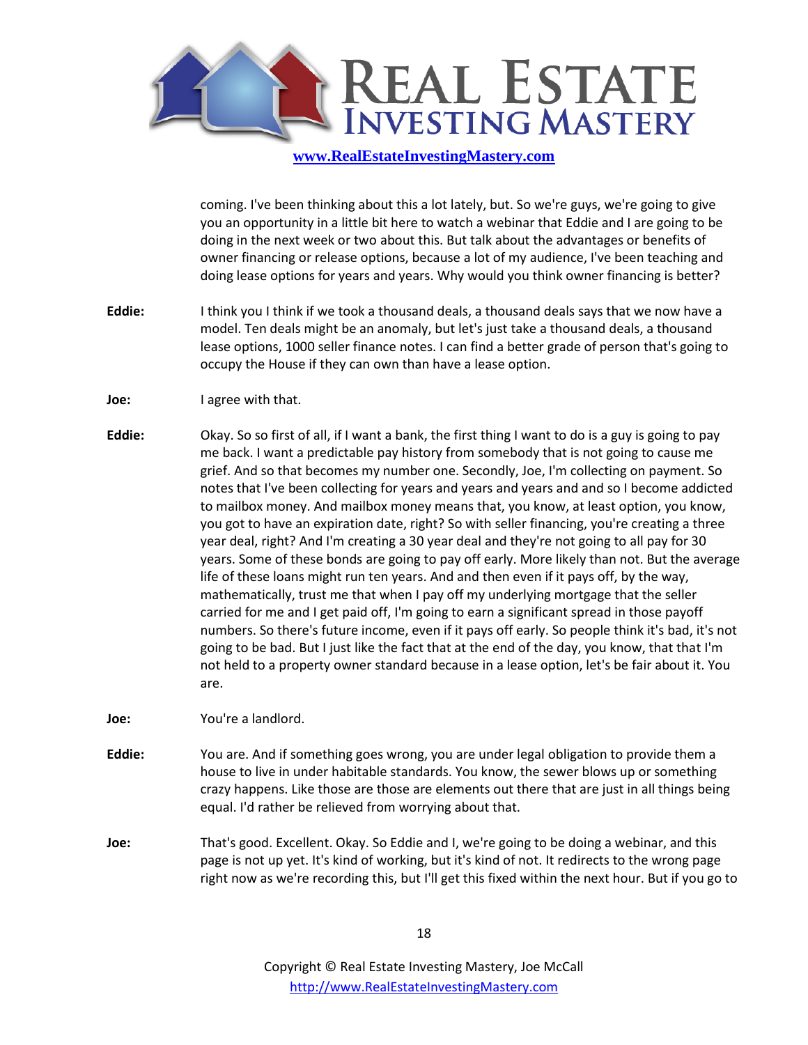coming. I've been thinking about this a lot lately, but. So we're guys, we're going to give you an opportunity in a little bit here to watch a webinar that Eddie and I are going to be doing in the next week or two about this. But talk about the advantages or benefits of owner financing or release options, because a lot of my audience, I've been teaching and doing lease options for years and years. Why would you think owner financing is better?

**Eddie:** I think you I think if we took a thousand deals, a thousand deals says that we now have a model. Ten deals might be an anomaly, but let's just take a thousand deals, a thousand lease options, 1000 seller finance notes. I can find a better grade of person that's going to occupy the House if they can own than have a lease option.

**Joe:** I agree with that.

**Eddie:** Okay. So so first of all, if I want a bank, the first thing I want to do is a guy is going to pay me back. I want a predictable pay history from somebody that is not going to cause me grief. And so that becomes my number one. Secondly, Joe, I'm collecting on payment. So notes that I've been collecting for years and years and years and and so I become addicted to mailbox money. And mailbox money means that, you know, at least option, you know, you got to have an expiration date, right? So with seller financing, you're creating a three year deal, right? And I'm creating a 30 year deal and they're not going to all pay for 30 years. Some of these bonds are going to pay off early. More likely than not. But the average life of these loans might run ten years. And and then even if it pays off, by the way, mathematically, trust me that when I pay off my underlying mortgage that the seller carried for me and I get paid off, I'm going to earn a significant spread in those payoff numbers. So there's future income, even if it pays off early. So people think it's bad, it's not going to be bad. But I just like the fact that at the end of the day, you know, that that I'm not held to a property owner standard because in a lease option, let's be fair about it. You are.

**Joe:** You're a landlord.

**Eddie:** You are. And if something goes wrong, you are under legal obligation to provide them a house to live in under habitable standards. You know, the sewer blows up or something crazy happens. Like those are those are elements out there that are just in all things being equal. I'd rather be relieved from worrying about that.

**Joe:** That's good. Excellent. Okay. So Eddie and I, we're going to be doing a webinar, and this page is not up yet. It's kind of working, but it's kind of not. It redirects to the wrong page right now as we're recording this, but I'll get this fixed within the next hour. But if you go to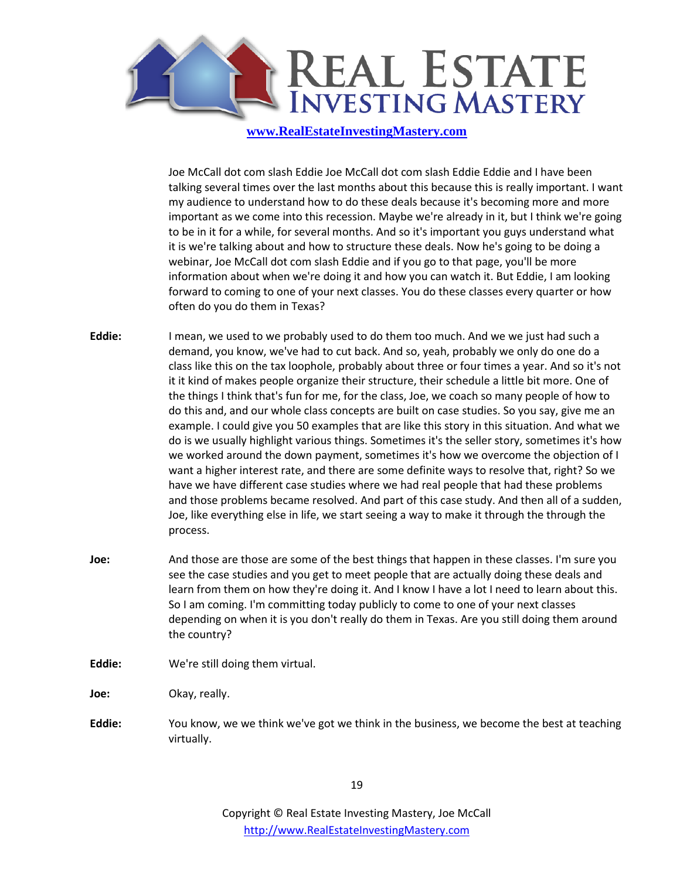Joe McCall dot com slash Eddie Joe McCall dot com slash Eddie Eddie and I have been talking several times over the last months about this because this is really important. I want my audience to understand how to do these deals because it's becoming more and more important as we come into this recession. Maybe we're already in it, but I think we're going to be in it for a while, for several months. And so it's important you guys understand what it is we're talking about and how to structure these deals. Now he's going to be doing a webinar, Joe McCall dot com slash Eddie and if you go to that page, you'll be more information about when we're doing it and how you can watch it. But Eddie, I am looking forward to coming to one of your next classes. You do these classes every quarter or how often do you do them in Texas?

**Eddie:** I mean, we used to we probably used to do them too much. And we we just had such a demand, you know, we've had to cut back. And so, yeah, probably we only do one do a class like this on the tax loophole, probably about three or four times a year. And so it's not it it kind of makes people organize their structure, their schedule a little bit more. One of the things I think that's fun for me, for the class, Joe, we coach so many people of how to do this and, and our whole class concepts are built on case studies. So you say, give me an example. I could give you 50 examples that are like this story in this situation. And what we do is we usually highlight various things. Sometimes it's the seller story, sometimes it's how we worked around the down payment, sometimes it's how we overcome the objection of I want a higher interest rate, and there are some definite ways to resolve that, right? So we have we have different case studies where we had real people that had these problems and those problems became resolved. And part of this case study. And then all of a sudden, Joe, like everything else in life, we start seeing a way to make it through the through the process.

**Joe:** And those are those are some of the best things that happen in these classes. I'm sure you see the case studies and you get to meet people that are actually doing these deals and learn from them on how they're doing it. And I know I have a lot I need to learn about this. So I am coming. I'm committing today publicly to come to one of your next classes depending on when it is you don't really do them in Texas. Are you still doing them around the country?

**Eddie:** We're still doing them virtual.

**Joe:** Okay, really.

**Eddie:** You know, we we think we've got we think in the business, we become the best at teaching virtually.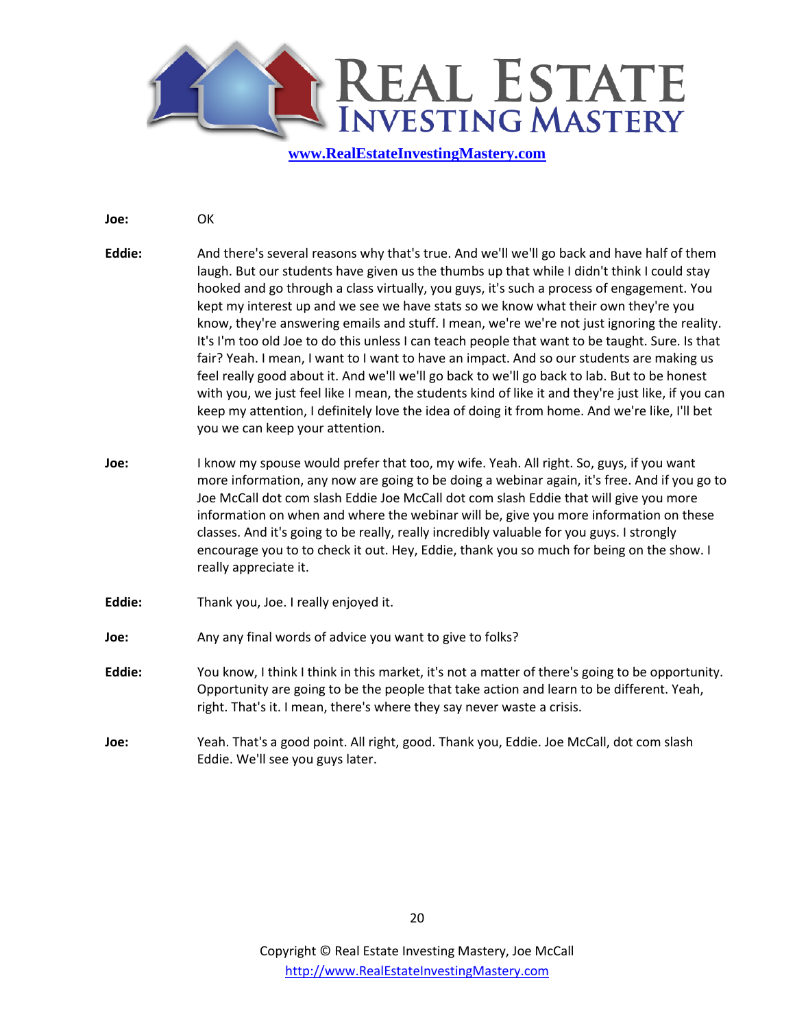**Joe:** OK

**Eddie:** And there's several reasons why that's true. And we'll we'll go back and have half of them laugh. But our students have given us the thumbs up that while I didn't think I could stay hooked and go through a class virtually, you guys, it's such a process of engagement. You kept my interest up and we see we have stats so we know what their own they're you know, they're answering emails and stuff. I mean, we're we're not just ignoring the reality. It's I'm too old Joe to do this unless I can teach people that want to be taught. Sure. Is that fair? Yeah. I mean, I want to I want to have an impact. And so our students are making us feel really good about it. And we'll we'll go back to we'll go back to lab. But to be honest with you, we just feel like I mean, the students kind of like it and they're just like, if you can keep my attention, I definitely love the idea of doing it from home. And we're like, I'll bet you we can keep your attention.

**Joe:** I know my spouse would prefer that too, my wife. Yeah. All right. So, guys, if you want more information, any now are going to be doing a webinar again, it's free. And if you go to Joe McCall dot com slash Eddie Joe McCall dot com slash Eddie that will give you more information on when and where the webinar will be, give you more information on these classes. And it's going to be really, really incredibly valuable for you guys. I strongly encourage you to to check it out. Hey, Eddie, thank you so much for being on the show. I really appreciate it.

**Eddie:** Thank you, Joe. I really enjoyed it.

**Joe:** Any any final words of advice you want to give to folks?

**Eddie:** You know, I think I think in this market, it's not a matter of there's going to be opportunity. Opportunity are going to be the people that take action and learn to be different. Yeah, right. That's it. I mean, there's where they say never waste a crisis.

**Joe:** Yeah. That's a good point. All right, good. Thank you, Eddie. Joe McCall, dot com slash Eddie. We'll see you guys later.